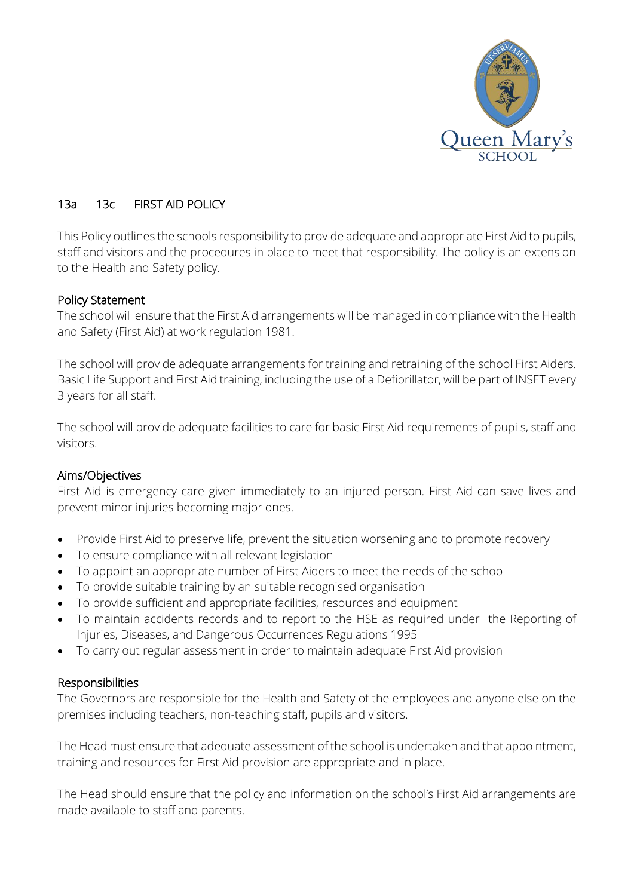# 13a 13c FIRST AID POLICY

This Policy outlines the schools responsibility to provide adequate and appropriate First Aid to pupils, staff and visitors and the procedures in place to meet that responsibility. The policy is an extension to the Health and Safety policy.

## Policy Statement

The school will ensure that the First Aid arrangements will be managed in compliance with the Health and Safety (First Aid) at work regulation 1981.

The school will provide adequate arrangements for training and retraining of the school First Aiders. Basic Life Support and First Aid training, including the use of a Defibrillator, will be part of INSET every 3 years for all staff.

The school will provide adequate facilities to care for basic First Aid requirements of pupils, staff and visitors.

## Aims/Objectives

First Aid is emergency care given immediately to an injured person. First Aid can save lives and prevent minor injuries becoming major ones.

- Provide First Aid to preserve life, prevent the situation worsening and to promote recovery
- To ensure compliance with all relevant legislation
- To appoint an appropriate number of First Aiders to meet the needs of the school
- To provide suitable training by an suitable recognised organisation
- To provide sufficient and appropriate facilities, resources and equipment
- To maintain accidents records and to report to the HSE as required under the Reporting of Injuries, Diseases, and Dangerous Occurrences Regulations 1995
- To carry out regular assessment in order to maintain adequate First Aid provision

## Responsibilities

The Governors are responsible for the Health and Safety of the employees and anyone else on the premises including teachers, non-teaching staff, pupils and visitors.

The Head must ensure that adequate assessment of the school is undertaken and that appointment, training and resources for First Aid provision are appropriate and in place.

The Head should ensure that the policy and information on the school's First Aid arrangements are made available to staff and parents.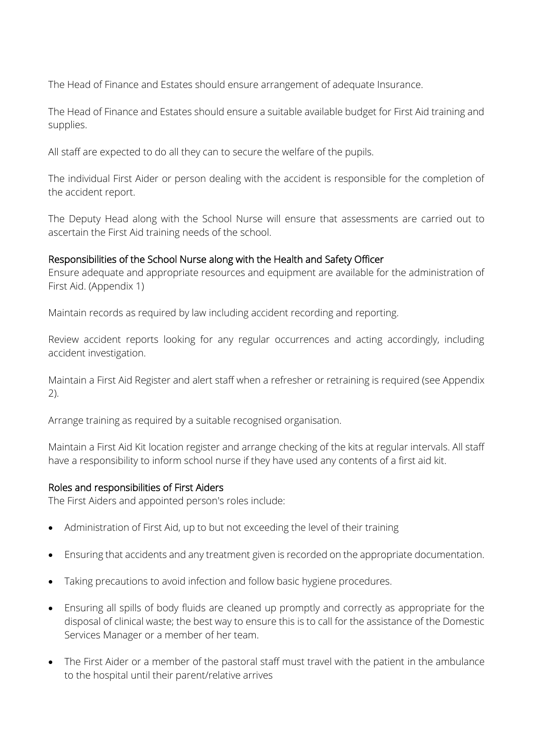The Head of Finance and Estates should ensure arrangement of adequate Insurance.

The Head of Finance and Estates should ensure a suitable available budget for First Aid training and supplies.

All staff are expected to do all they can to secure the welfare of the pupils.

The individual First Aider or person dealing with the accident is responsible for the completion of the accident report.

The Deputy Head along with the School Nurse will ensure that assessments are carried out to ascertain the First Aid training needs of the school.

### Responsibilities of the School Nurse along with the Health and Safety Officer

Ensure adequate and appropriate resources and equipment are available for the administration of First Aid. (Appendix 1)

Maintain records as required by law including accident recording and reporting.

Review accident reports looking for any regular occurrences and acting accordingly, including accident investigation.

Maintain a First Aid Register and alert staff when a refresher or retraining is required (see Appendix 2).

Arrange training as required by a suitable recognised organisation.

Maintain a First Aid Kit location register and arrange checking of the kits at regular intervals. All staff have a responsibility to inform school nurse if they have used any contents of a first aid kit.

### Roles and responsibilities of First Aiders

The First Aiders and appointed person's roles include:

- Administration of First Aid, up to but not exceeding the level of their training
- Ensuring that accidents and any treatment given is recorded on the appropriate documentation.
- Taking precautions to avoid infection and follow basic hygiene procedures.
- Ensuring all spills of body fluids are cleaned up promptly and correctly as appropriate for the disposal of clinical waste; the best way to ensure this is to call for the assistance of the Domestic Services Manager or a member of her team.
- The First Aider or a member of the pastoral staff must travel with the patient in the ambulance to the hospital until their parent/relative arrives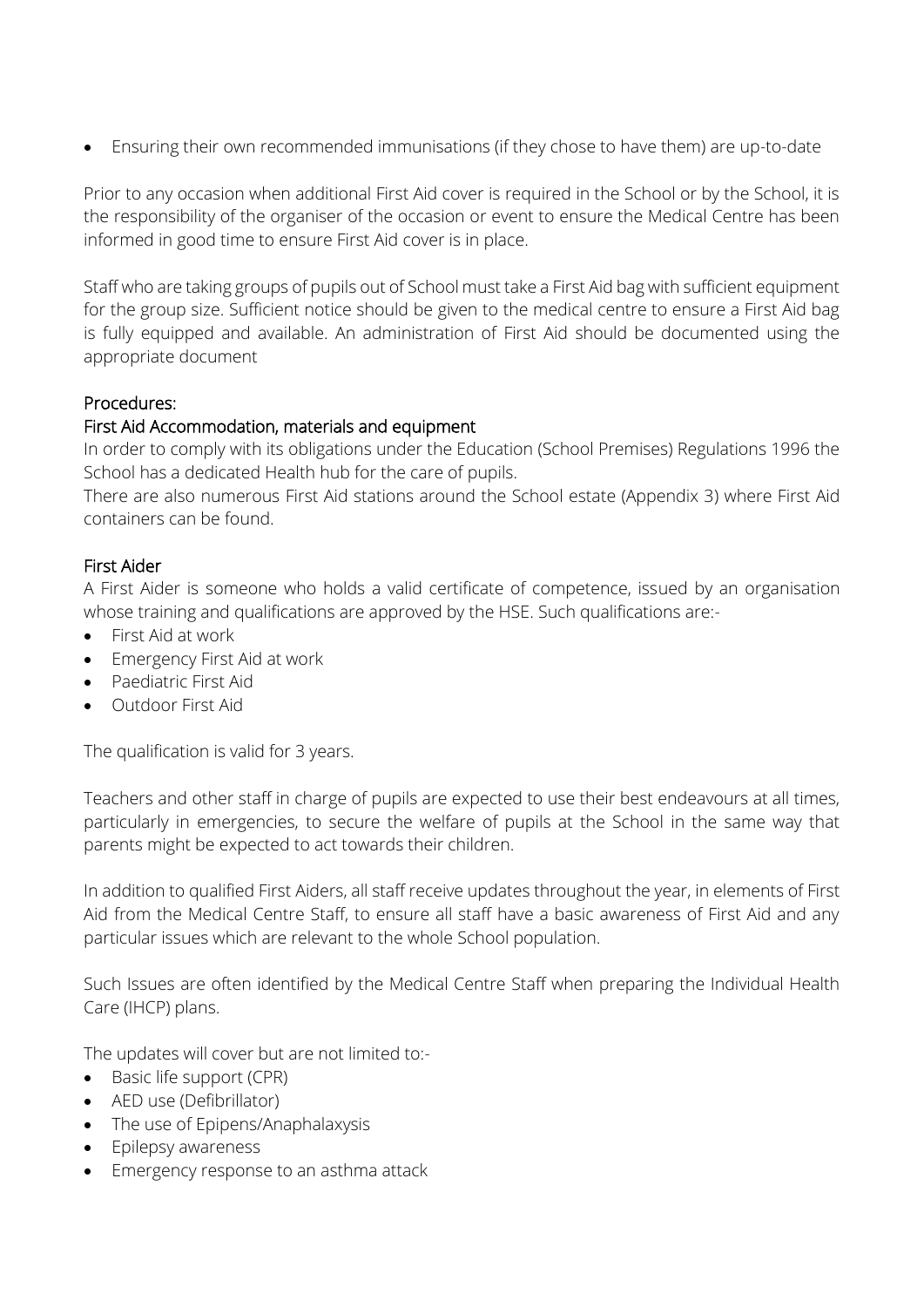- Ensuring their own recommended immunisations (if they chose to have them) are up-to-date

Prior to any occasion when additional First Aid cover is required in the School or by the School, it is the responsibility of the organiser of the occasion or event to ensure the Medical Centre has been informed in good time to ensure First Aid cover is in place.

Staff who are taking groups of pupils out of School must take a First Aid bag with sufficient equipment for the group size. Sufficient notice should be given to the medical centre to ensure a First Aid bag is fully equipped and available. An administration of First Aid should be documented using the appropriate document

## Procedures:

### First Aid Accommodation, materials and equipment

In order to comply with its obligations under the Education (School Premises) Regulations 1996 the School has a dedicated Health hub for the care of pupils.

There are also numerous First Aid stations around the School estate (Appendix 3) where First Aid containers can be found.

### First Aider

A First Aider is someone who holds a valid certificate of competence, issued by an organisation whose training and qualifications are approved by the HSE. Such qualifications are:-

- First Aid at work
- Emergency First Aid at work
- Paediatric First Aid
- Outdoor First Aid

The qualification is valid for 3 years.

Teachers and other staff in charge of pupils are expected to use their best endeavours at all times, particularly in emergencies, to secure the welfare of pupils at the School in the same way that parents might be expected to act towards their children.

In addition to qualified First Aiders, all staff receive updates throughout the year, in elements of First Aid from the Medical Centre Staff, to ensure all staff have a basic awareness of First Aid and any particular issues which are relevant to the whole School population.

Such Issues are often identified by the Medical Centre Staff when preparing the Individual Health Care (IHCP) plans.

The updates will cover but are not limited to:-

- Basic life support (CPR)
- AED use (Defibrillator)
- The use of Epipens/Anaphalaxysis
- Epilepsy awareness
- Emergency response to an asthma attack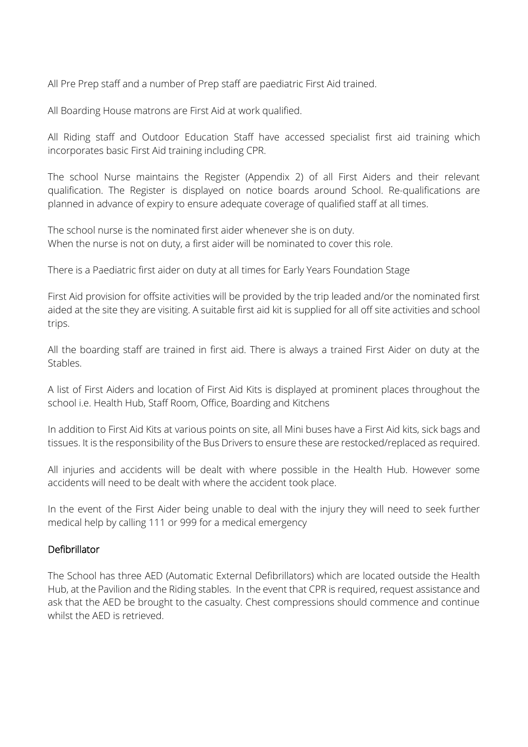All Pre Prep staff and a number of Prep staff are paediatric First Aid trained.

All Boarding House matrons are First Aid at work qualified.

All Riding staff and Outdoor Education Staff have accessed specialist first aid training which incorporates basic First Aid training including CPR.

The school Nurse maintains the Register (Appendix 2) of all First Aiders and their relevant qualification. The Register is displayed on notice boards around School. Re-qualifications are planned in advance of expiry to ensure adequate coverage of qualified staff at all times.

The school nurse is the nominated first aider whenever she is on duty.
When the nurse is not on duty, a first aider will be nominated to cover this role.

There is a Paediatric first aider on duty at all times for Early Years Foundation Stage

First Aid provision for offsite activities will be provided by the trip leaded and/or the nominated first aided at the site they are visiting. A suitable first aid kit is supplied for all off site activities and school trips.

All the boarding staff are trained in first aid. There is always a trained First Aider on duty at the Stables.

A list of First Aiders and location of First Aid Kits is displayed at prominent places throughout the school i.e. Health Hub, Staff Room, Office, Boarding and Kitchens

In addition to First Aid Kits at various points on site, all Mini buses have a First Aid kits, sick bags and tissues. It is the responsibility of the Bus Drivers to ensure these are restocked/replaced as required.

All injuries and accidents will be dealt with where possible in the Health Hub. However some accidents will need to be dealt with where the accident took place.

In the event of the First Aider being unable to deal with the injury they will need to seek further medical help by calling 111 or 999 for a medical emergency

## Defibrillator

The School has three AED (Automatic External Defibrillators) which are located outside the Health Hub, at the Pavilion and the Riding stables. In the event that CPR is required, request assistance and ask that the AED be brought to the casualty. Chest compressions should commence and continue whilst the AED is retrieved.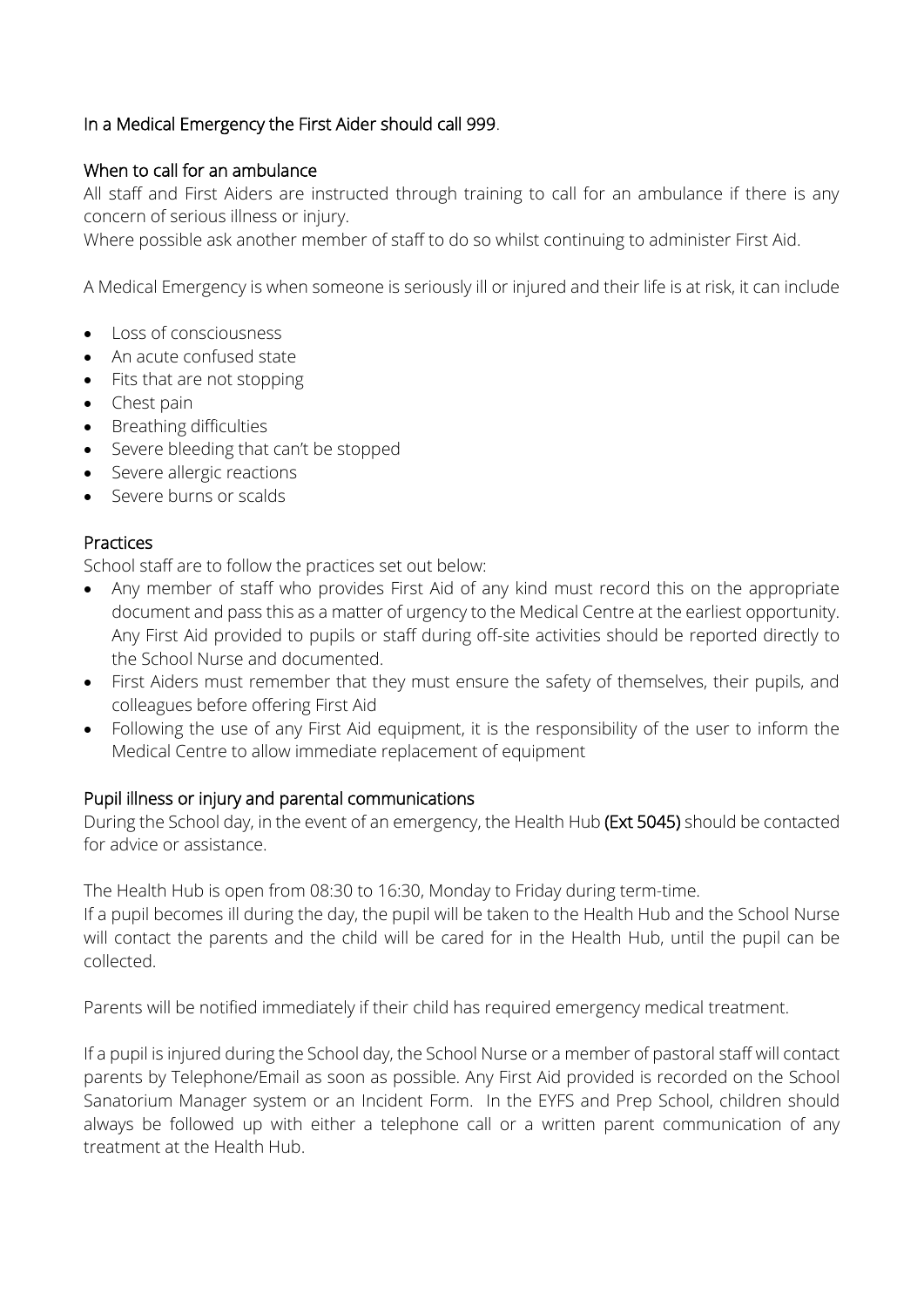In a Medical Emergency the First Aider should call 999.

## When to call for an ambulance

All staff and First Aiders are instructed through training to call for an ambulance if there is any concern of serious illness or injury.

Where possible ask another member of staff to do so whilst continuing to administer First Aid.

A Medical Emergency is when someone is seriously ill or injured and their life is at risk, it can include

- Loss of consciousness
- An acute confused state
- Fits that are not stopping
- Chest pain
- Breathing difficulties
- Severe bleeding that can't be stopped
- Severe allergic reactions
- Severe burns or scalds

## Practices

School staff are to follow the practices set out below:

- Any member of staff who provides First Aid of any kind must record this on the appropriate document and pass this as a matter of urgency to the Medical Centre at the earliest opportunity. Any First Aid provided to pupils or staff during off-site activities should be reported directly to the School Nurse and documented.
- First Aiders must remember that they must ensure the safety of themselves, their pupils, and colleagues before offering First Aid
- Following the use of any First Aid equipment, it is the responsibility of the user to inform the Medical Centre to allow immediate replacement of equipment

## Pupil illness or injury and parental communications

During the School day, in the event of an emergency, the Health Hub **(Ext 5045)** should be contacted for advice or assistance.

The Health Hub is open from 08:30 to 16:30, Monday to Friday during term-time.

If a pupil becomes ill during the day, the pupil will be taken to the Health Hub and the School Nurse will contact the parents and the child will be cared for in the Health Hub, until the pupil can be collected.

Parents will be notified immediately if their child has required emergency medical treatment.

If a pupil is injured during the School day, the School Nurse or a member of pastoral staff will contact parents by Telephone/Email as soon as possible. Any First Aid provided is recorded on the School Sanatorium Manager system or an Incident Form. In the EYFS and Prep School, children should always be followed up with either a telephone call or a written parent communication of any treatment at the Health Hub.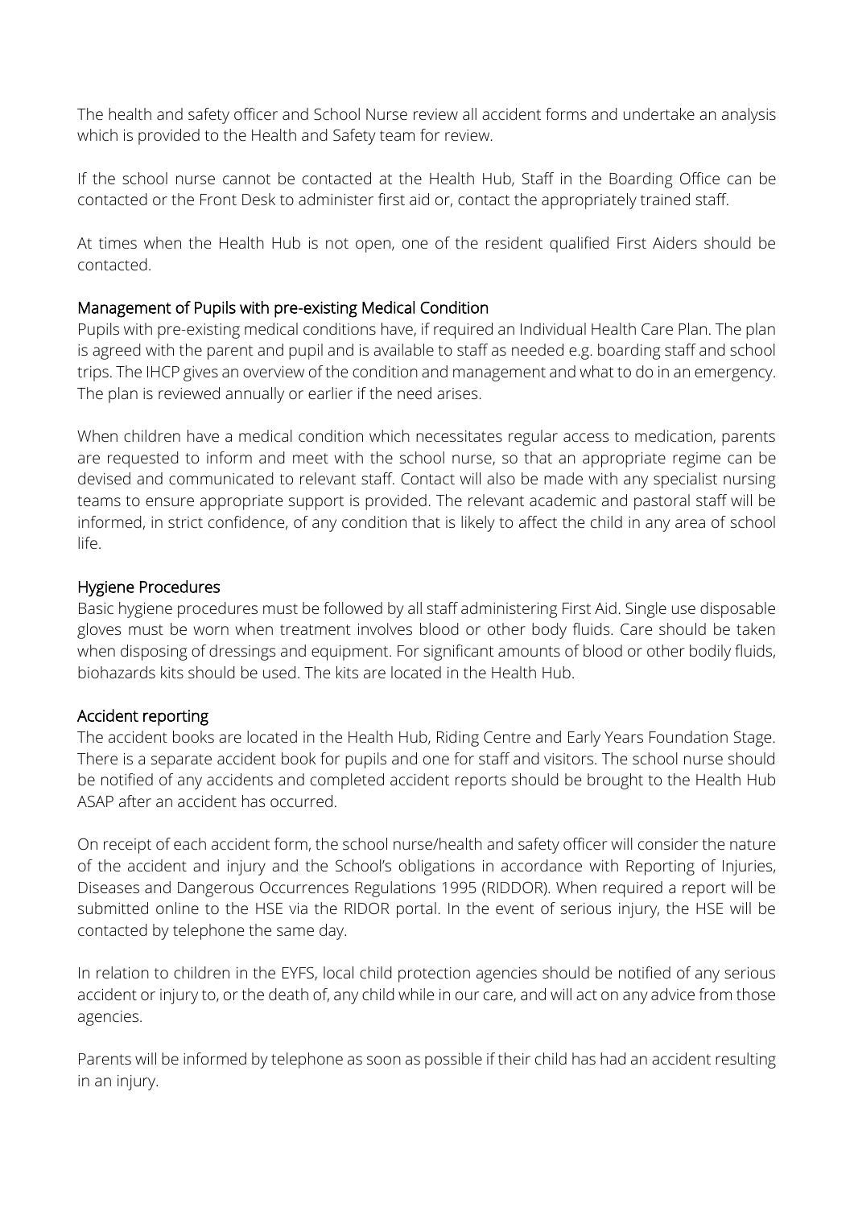The health and safety officer and School Nurse review all accident forms and undertake an analysis which is provided to the Health and Safety team for review.

If the school nurse cannot be contacted at the Health Hub, Staff in the Boarding Office can be contacted or the Front Desk to administer first aid or, contact the appropriately trained staff.

At times when the Health Hub is not open, one of the resident qualified First Aiders should be contacted.

## Management of Pupils with pre-existing Medical Condition

Pupils with pre-existing medical conditions have, if required an Individual Health Care Plan. The plan is agreed with the parent and pupil and is available to staff as needed e.g. boarding staff and school trips. The IHCP gives an overview of the condition and management and what to do in an emergency. The plan is reviewed annually or earlier if the need arises.

When children have a medical condition which necessitates regular access to medication, parents are requested to inform and meet with the school nurse, so that an appropriate regime can be devised and communicated to relevant staff. Contact will also be made with any specialist nursing teams to ensure appropriate support is provided. The relevant academic and pastoral staff will be informed, in strict confidence, of any condition that is likely to affect the child in any area of school life.

## Hygiene Procedures

Basic hygiene procedures must be followed by all staff administering First Aid. Single use disposable gloves must be worn when treatment involves blood or other body fluids. Care should be taken when disposing of dressings and equipment. For significant amounts of blood or other bodily fluids, biohazards kits should be used. The kits are located in the Health Hub.

## Accident reporting

The accident books are located in the Health Hub, Riding Centre and Early Years Foundation Stage. There is a separate accident book for pupils and one for staff and visitors. The school nurse should be notified of any accidents and completed accident reports should be brought to the Health Hub ASAP after an accident has occurred.

On receipt of each accident form, the school nurse/health and safety officer will consider the nature of the accident and injury and the School's obligations in accordance with Reporting of Injuries, Diseases and Dangerous Occurrences Regulations 1995 (RIDDOR). When required a report will be submitted online to the HSE via the RIDOR portal. In the event of serious injury, the HSE will be contacted by telephone the same day.

In relation to children in the EYFS, local child protection agencies should be notified of any serious accident or injury to, or the death of, any child while in our care, and will act on any advice from those agencies.

Parents will be informed by telephone as soon as possible if their child has had an accident resulting in an injury.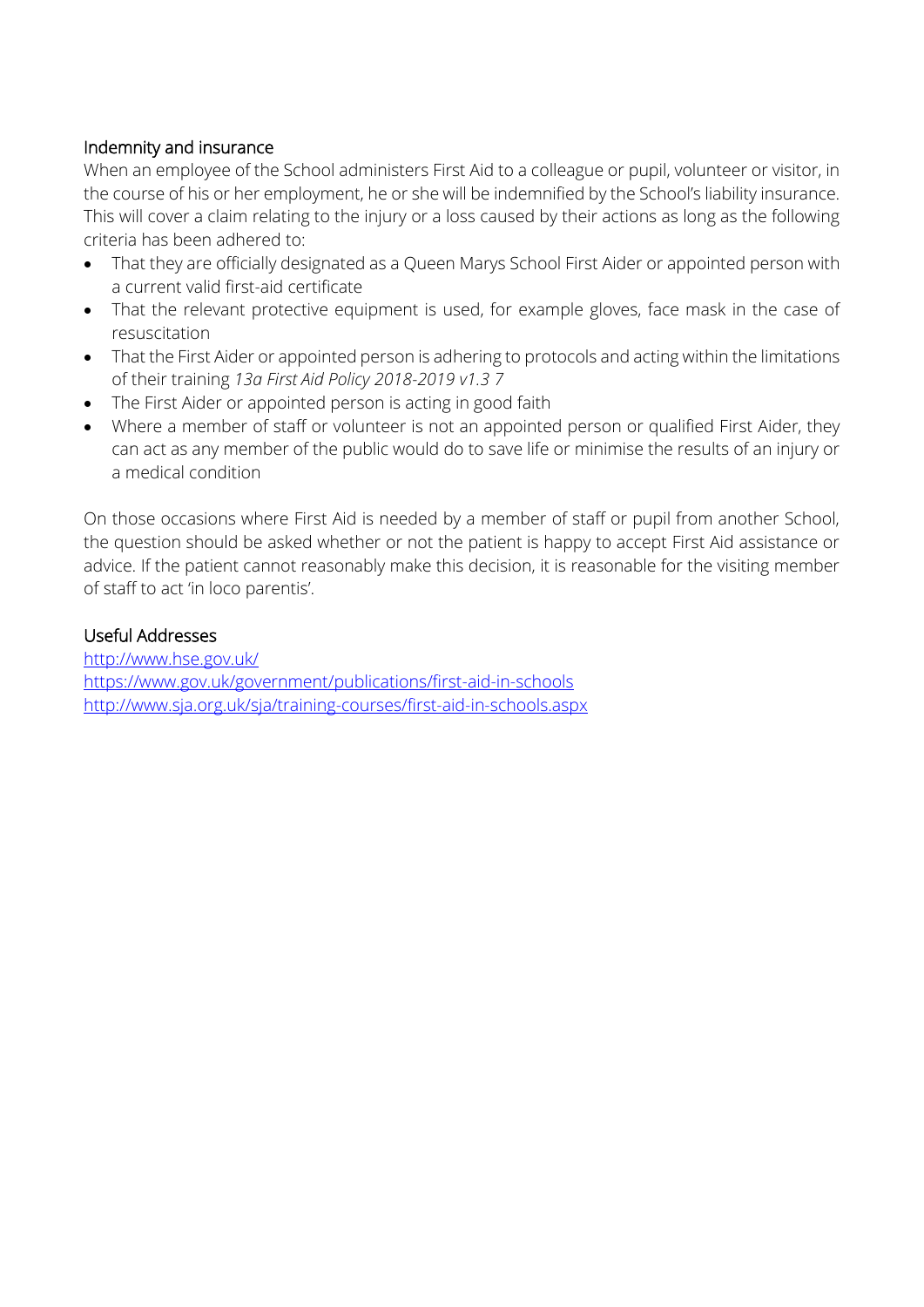## Indemnity and insurance

When an employee of the School administers First Aid to a colleague or pupil, volunteer or visitor, in the course of his or her employment, he or she will be indemnified by the School's liability insurance. This will cover a claim relating to the injury or a loss caused by their actions as long as the following criteria has been adhered to:

- That they are officially designated as a Queen Marys School First Aider or appointed person with a current valid first-aid certificate
- That the relevant protective equipment is used, for example gloves, face mask in the case of resuscitation
- That the First Aider or appointed person is adhering to protocols and acting within the limitations of their training
- The First Aider or appointed person is acting in good faith
- Where a member of staff or volunteer is not an appointed person or qualified First Aider, they can act as any member of the public would do to save life or minimise the results of an injury or a medical condition

On those occasions where First Aid is needed by a member of staff or pupil from another School, the question should be asked whether or not the patient is happy to accept First Aid assistance or advice. If the patient cannot reasonably make this decision, it is reasonable for the visiting member of staff to act 'in loco parentis'.

## Useful Addresses

http://www.hse.gov.uk/
https://www.gov.uk/government/publications/first-aid-in-schools
http://www.sja.org.uk/sja/training-courses/first-aid-in-schools.aspx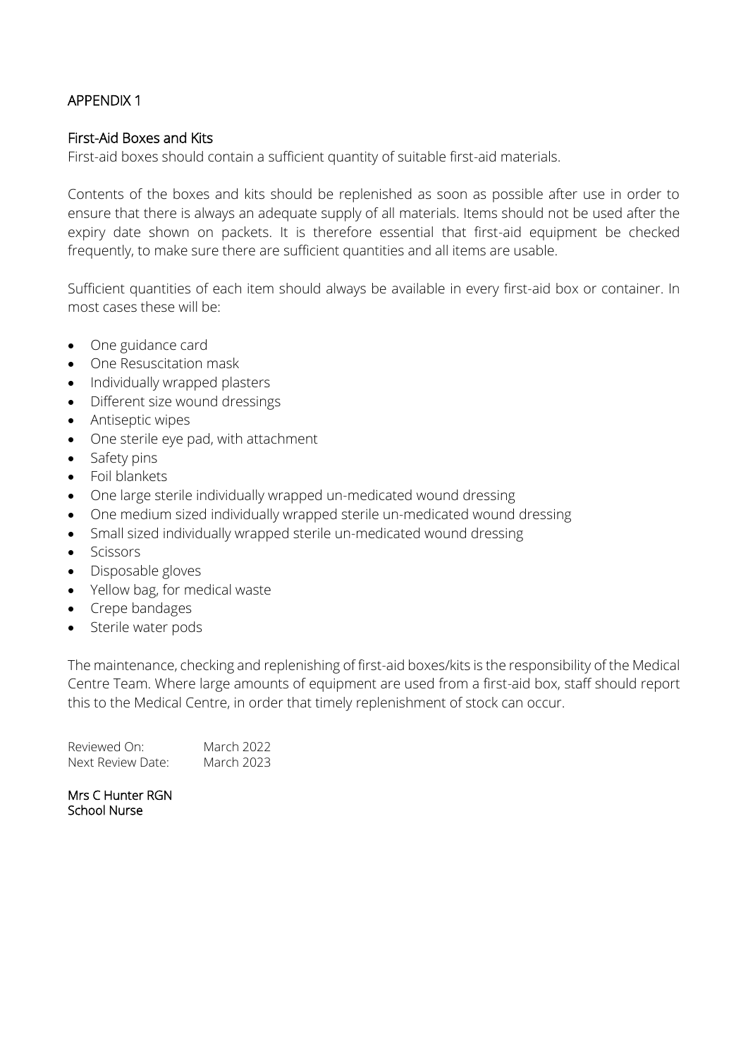## APPENDIX 1

### First-Aid Boxes and Kits

First-aid boxes should contain a sufficient quantity of suitable first-aid materials.

Contents of the boxes and kits should be replenished as soon as possible after use in order to ensure that there is always an adequate supply of all materials. Items should not be used after the expiry date shown on packets. It is therefore essential that first-aid equipment be checked frequently, to make sure there are sufficient quantities and all items are usable.

Sufficient quantities of each item should always be available in every first-aid box or container. In most cases these will be:

- One guidance card
- One Resuscitation mask
- Individually wrapped plasters
- Different size wound dressings
- Antiseptic wipes
- One sterile eye pad, with attachment
- Safety pins
- Foil blankets
- One large sterile individually wrapped un-medicated wound dressing
- One medium sized individually wrapped sterile un-medicated wound dressing
- Small sized individually wrapped sterile un-medicated wound dressing
- Scissors
- Disposable gloves
- Yellow bag, for medical waste
- Crepe bandages
- Sterile water pods

The maintenance, checking and replenishing of first-aid boxes/kits is the responsibility of the Medical Centre Team. Where large amounts of equipment are used from a first-aid box, staff should report this to the Medical Centre, in order that timely replenishment of stock can occur.

Reviewed On: March 2022
Next Review Date: March 2023

Mrs C Hunter RGN
School Nurse